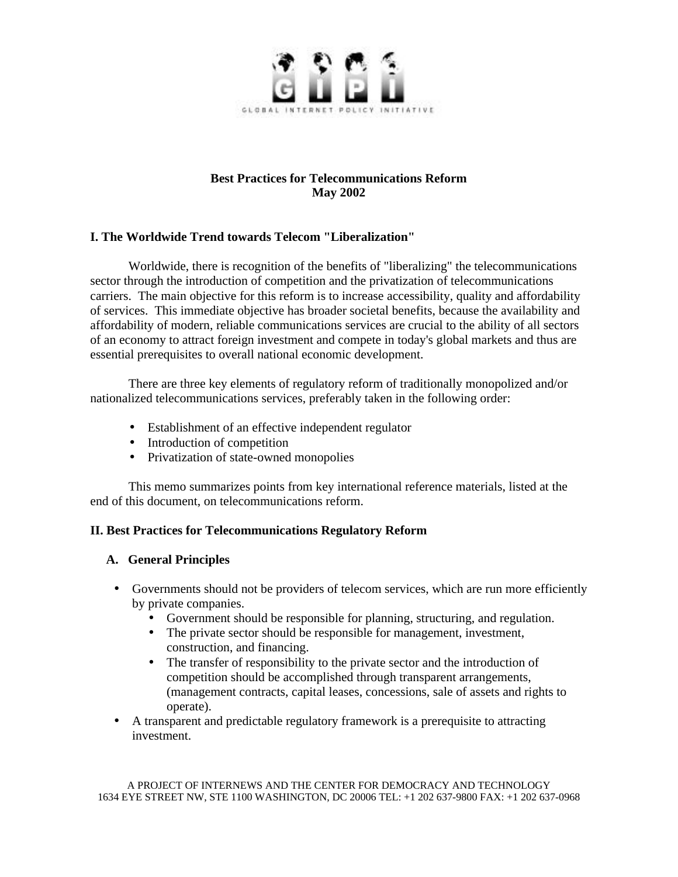GLOBAL INTERNET POLICY INITIATIVE

# Best Practices for Telecommunications Reform
## May 2002

## I. The Worldwide Trend towards Telecom "Liberalization"

Worldwide, there is recognition of the benefits of "liberalizing" the telecommunications sector through the introduction of competition and the privatization of telecommunications carriers. The main objective for this reform is to increase accessibility, quality and affordability of services. This immediate objective has broader societal benefits, because the availability and affordability of modern, reliable communications services are crucial to the ability of all sectors of an economy to attract foreign investment and compete in today's global markets and thus are essential prerequisites to overall national economic development.

There are three key elements of regulatory reform of traditionally monopolized and/or nationalized telecommunications services, preferably taken in the following order:

- Establishment of an effective independent regulator
- Introduction of competition
- Privatization of state-owned monopolies

This memo summarizes points from key international reference materials, listed at the end of this document, on telecommunications reform.

## II. Best Practices for Telecommunications Regulatory Reform

### A. General Principles

- Governments should not be providers of telecom services, which are run more efficiently by private companies.
  - Government should be responsible for planning, structuring, and regulation.
  - The private sector should be responsible for management, investment, construction, and financing.
  - The transfer of responsibility to the private sector and the introduction of competition should be accomplished through transparent arrangements, (management contracts, capital leases, concessions, sale of assets and rights to operate).
- A transparent and predictable regulatory framework is a prerequisite to attracting investment.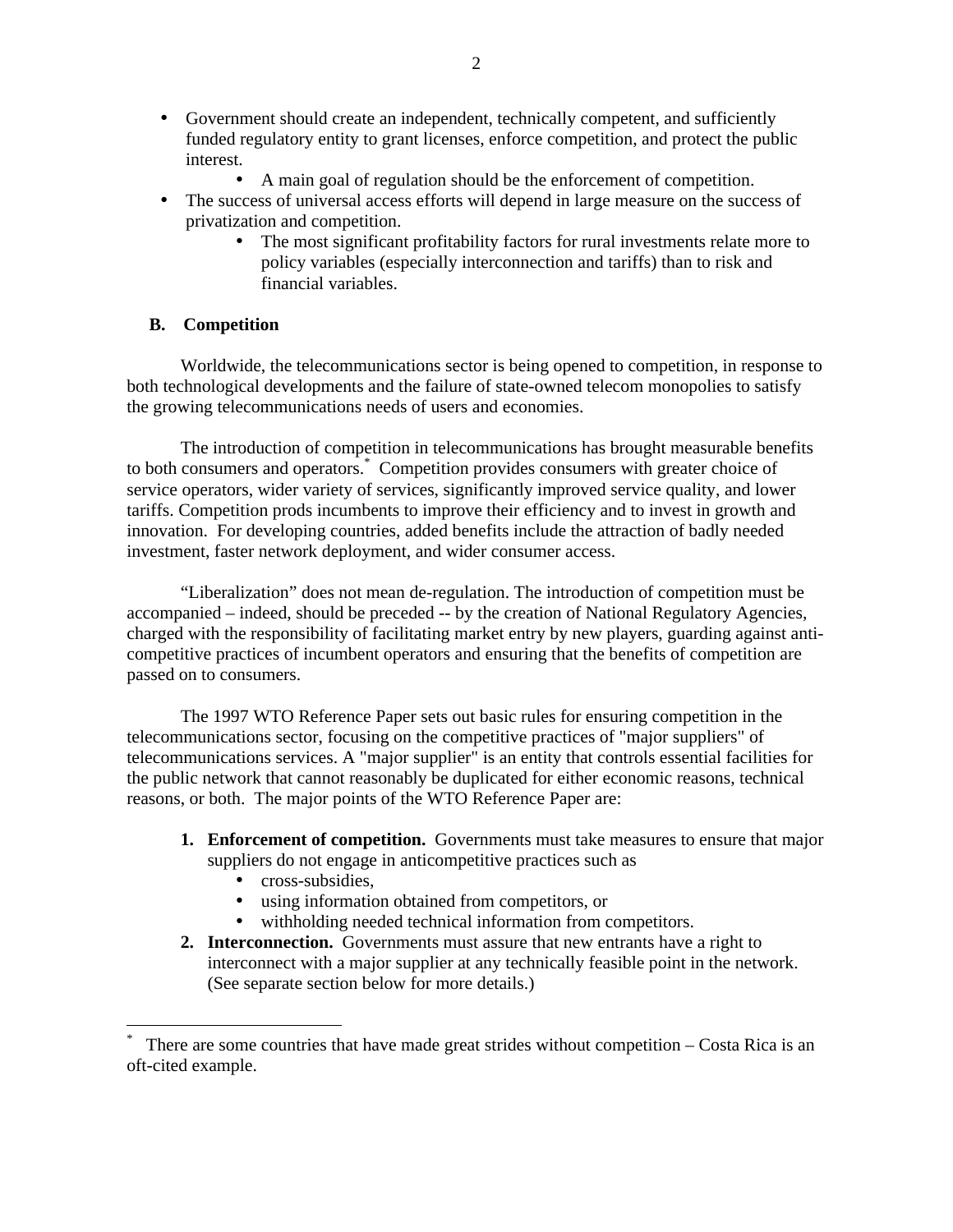- Government should create an independent, technically competent, and sufficiently funded regulatory entity to grant licenses, enforce competition, and protect the public interest.
    - A main goal of regulation should be the enforcement of competition.
- The success of universal access efforts will depend in large measure on the success of privatization and competition.
    - The most significant profitability factors for rural investments relate more to policy variables (especially interconnection and tariffs) than to risk and financial variables.

### B. Competition

Worldwide, the telecommunications sector is being opened to competition, in response to both technological developments and the failure of state-owned telecom monopolies to satisfy the growing telecommunications needs of users and economies.

The introduction of competition in telecommunications has brought measurable benefits to both consumers and operators.[*] Competition provides consumers with greater choice of service operators, wider variety of services, significantly improved service quality, and lower tariffs. Competition prods incumbents to improve their efficiency and to invest in growth and innovation. For developing countries, added benefits include the attraction of badly needed investment, faster network deployment, and wider consumer access.

"Liberalization" does not mean de-regulation. The introduction of competition must be accompanied – indeed, should be preceded -- by the creation of National Regulatory Agencies, charged with the responsibility of facilitating market entry by new players, guarding against anti-competitive practices of incumbent operators and ensuring that the benefits of competition are passed on to consumers.

The 1997 WTO Reference Paper sets out basic rules for ensuring competition in the telecommunications sector, focusing on the competitive practices of "major suppliers" of telecommunications services. A "major supplier" is an entity that controls essential facilities for the public network that cannot reasonably be duplicated for either economic reasons, technical reasons, or both. The major points of the WTO Reference Paper are:

1. **Enforcement of competition.** Governments must take measures to ensure that major suppliers do not engage in anticompetitive practices such as
    - cross-subsidies,
    - using information obtained from competitors, or
    - withholding needed technical information from competitors.
2. **Interconnection.** Governments must assure that new entrants have a right to interconnect with a major supplier at any technically feasible point in the network. (See separate section below for more details.)

[*] There are some countries that have made great strides without competition – Costa Rica is an oft-cited example.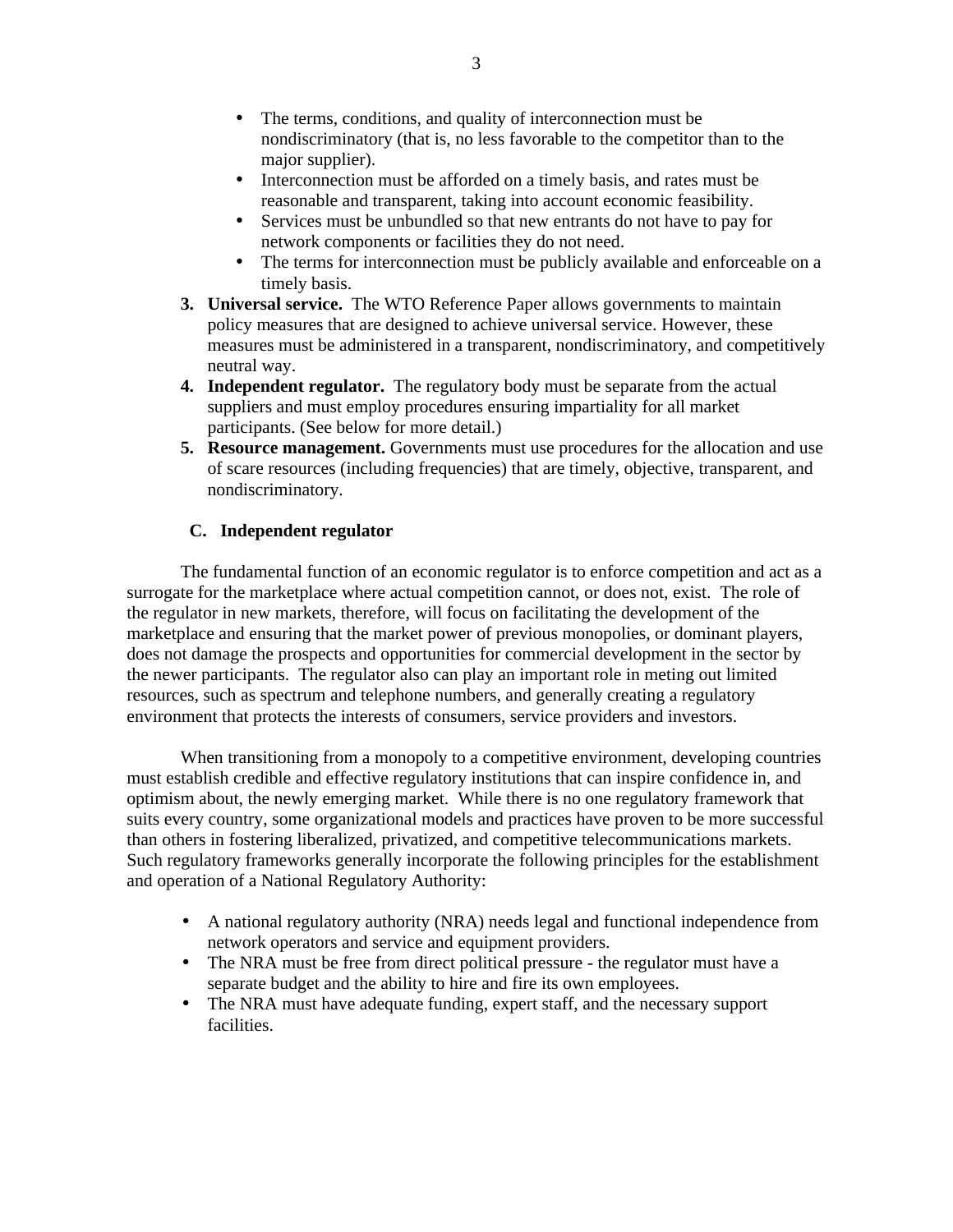- The terms, conditions, and quality of interconnection must be nondiscriminatory (that is, no less favorable to the competitor than to the major supplier).
   - Interconnection must be afforded on a timely basis, and rates must be reasonable and transparent, taking into account economic feasibility.
   - Services must be unbundled so that new entrants do not have to pay for network components or facilities they do not need.
   - The terms for interconnection must be publicly available and enforceable on a timely basis.
3. **Universal service.** The WTO Reference Paper allows governments to maintain policy measures that are designed to achieve universal service. However, these measures must be administered in a transparent, nondiscriminatory, and competitively neutral way.
4. **Independent regulator.** The regulatory body must be separate from the actual suppliers and must employ procedures ensuring impartiality for all market participants. (See below for more detail.)
5. **Resource management.** Governments must use procedures for the allocation and use of scare resources (including frequencies) that are timely, objective, transparent, and nondiscriminatory.

### C. Independent regulator

The fundamental function of an economic regulator is to enforce competition and act as a surrogate for the marketplace where actual competition cannot, or does not, exist. The role of the regulator in new markets, therefore, will focus on facilitating the development of the marketplace and ensuring that the market power of previous monopolies, or dominant players, does not damage the prospects and opportunities for commercial development in the sector by the newer participants. The regulator also can play an important role in meting out limited resources, such as spectrum and telephone numbers, and generally creating a regulatory environment that protects the interests of consumers, service providers and investors.

When transitioning from a monopoly to a competitive environment, developing countries must establish credible and effective regulatory institutions that can inspire confidence in, and optimism about, the newly emerging market. While there is no one regulatory framework that suits every country, some organizational models and practices have proven to be more successful than others in fostering liberalized, privatized, and competitive telecommunications markets. Such regulatory frameworks generally incorporate the following principles for the establishment and operation of a National Regulatory Authority:

- A national regulatory authority (NRA) needs legal and functional independence from network operators and service and equipment providers.
- The NRA must be free from direct political pressure - the regulator must have a separate budget and the ability to hire and fire its own employees.
- The NRA must have adequate funding, expert staff, and the necessary support facilities.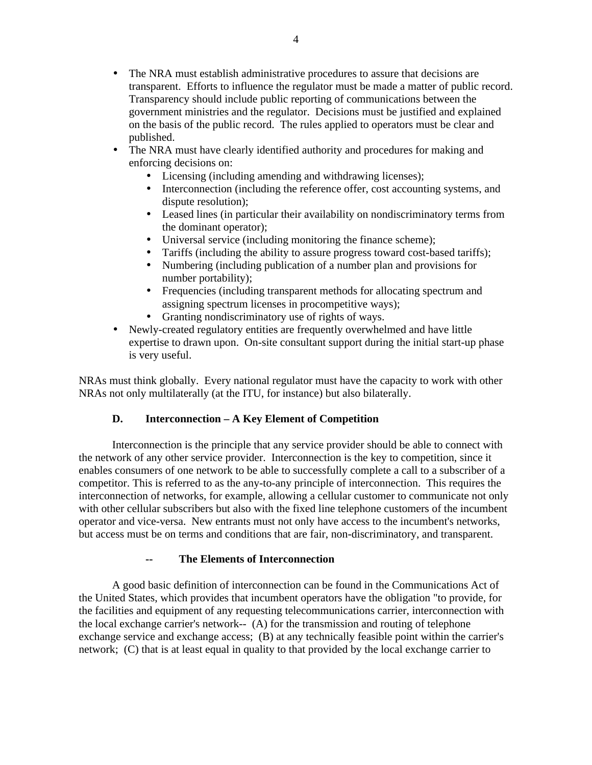- The NRA must establish administrative procedures to assure that decisions are transparent. Efforts to influence the regulator must be made a matter of public record. Transparency should include public reporting of communications between the government ministries and the regulator. Decisions must be justified and explained on the basis of the public record. The rules applied to operators must be clear and published.
- The NRA must have clearly identified authority and procedures for making and enforcing decisions on:
  - Licensing (including amending and withdrawing licenses);
  - Interconnection (including the reference offer, cost accounting systems, and dispute resolution);
  - Leased lines (in particular their availability on nondiscriminatory terms from the dominant operator);
  - Universal service (including monitoring the finance scheme);
  - Tariffs (including the ability to assure progress toward cost-based tariffs);
  - Numbering (including publication of a number plan and provisions for number portability);
  - Frequencies (including transparent methods for allocating spectrum and assigning spectrum licenses in procompetitive ways);
  - Granting nondiscriminatory use of rights of ways.
- Newly-created regulatory entities are frequently overwhelmed and have little expertise to drawn upon. On-site consultant support during the initial start-up phase is very useful.

NRAs must think globally. Every national regulator must have the capacity to work with other NRAs not only multilaterally (at the ITU, for instance) but also bilaterally.

### D. Interconnection – A Key Element of Competition

Interconnection is the principle that any service provider should be able to connect with the network of any other service provider. Interconnection is the key to competition, since it enables consumers of one network to be able to successfully complete a call to a subscriber of a competitor. This is referred to as the any-to-any principle of interconnection. This requires the interconnection of networks, for example, allowing a cellular customer to communicate not only with other cellular subscribers but also with the fixed line telephone customers of the incumbent operator and vice-versa. New entrants must not only have access to the incumbent's networks, but access must be on terms and conditions that are fair, non-discriminatory, and transparent.

#### -- The Elements of Interconnection

A good basic definition of interconnection can be found in the Communications Act of the United States, which provides that incumbent operators have the obligation "to provide, for the facilities and equipment of any requesting telecommunications carrier, interconnection with the local exchange carrier's network-- (A) for the transmission and routing of telephone exchange service and exchange access; (B) at any technically feasible point within the carrier's network; (C) that is at least equal in quality to that provided by the local exchange carrier to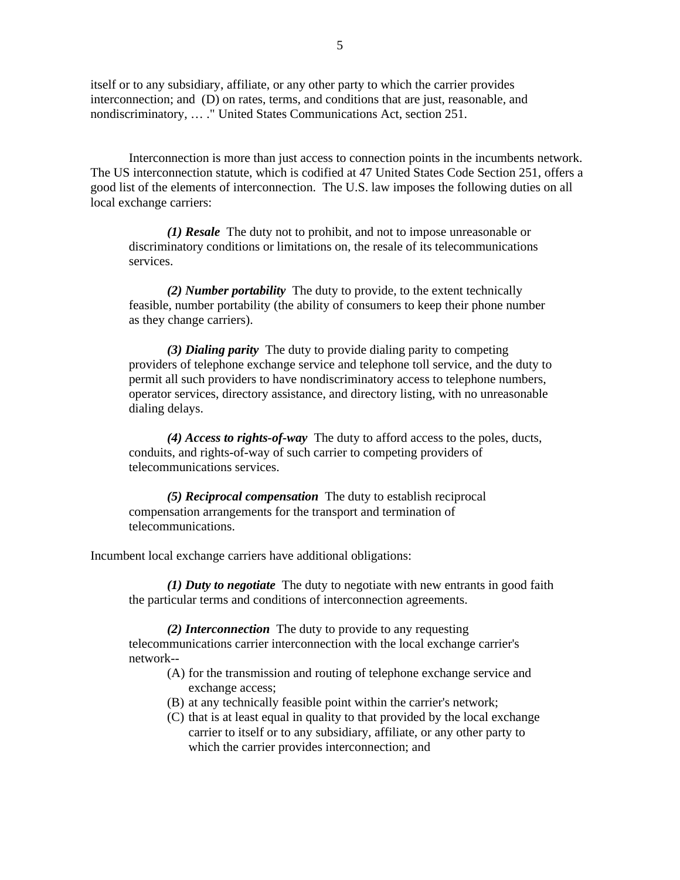itself or to any subsidiary, affiliate, or any other party to which the carrier provides interconnection; and (D) on rates, terms, and conditions that are just, reasonable, and nondiscriminatory, … ." United States Communications Act, section 251.

Interconnection is more than just access to connection points in the incumbents network. The US interconnection statute, which is codified at 47 United States Code Section 251, offers a good list of the elements of interconnection. The U.S. law imposes the following duties on all local exchange carriers:

> ***(1) Resale*** The duty not to prohibit, and not to impose unreasonable or discriminatory conditions or limitations on, the resale of its telecommunications services.
>
> ***(2) Number portability*** The duty to provide, to the extent technically feasible, number portability (the ability of consumers to keep their phone number as they change carriers).
>
> ***(3) Dialing parity*** The duty to provide dialing parity to competing providers of telephone exchange service and telephone toll service, and the duty to permit all such providers to have nondiscriminatory access to telephone numbers, operator services, directory assistance, and directory listing, with no unreasonable dialing delays.
>
> ***(4) Access to rights-of-way*** The duty to afford access to the poles, ducts, conduits, and rights-of-way of such carrier to competing providers of telecommunications services.
>
> ***(5) Reciprocal compensation*** The duty to establish reciprocal compensation arrangements for the transport and termination of telecommunications.

Incumbent local exchange carriers have additional obligations:

> ***(1) Duty to negotiate*** The duty to negotiate with new entrants in good faith the particular terms and conditions of interconnection agreements.
>
> ***(2) Interconnection*** The duty to provide to any requesting telecommunications carrier interconnection with the local exchange carrier's network--
>
> (A) for the transmission and routing of telephone exchange service and exchange access;
> (B) at any technically feasible point within the carrier's network;
> (C) that is at least equal in quality to that provided by the local exchange carrier to itself or to any subsidiary, affiliate, or any other party to which the carrier provides interconnection; and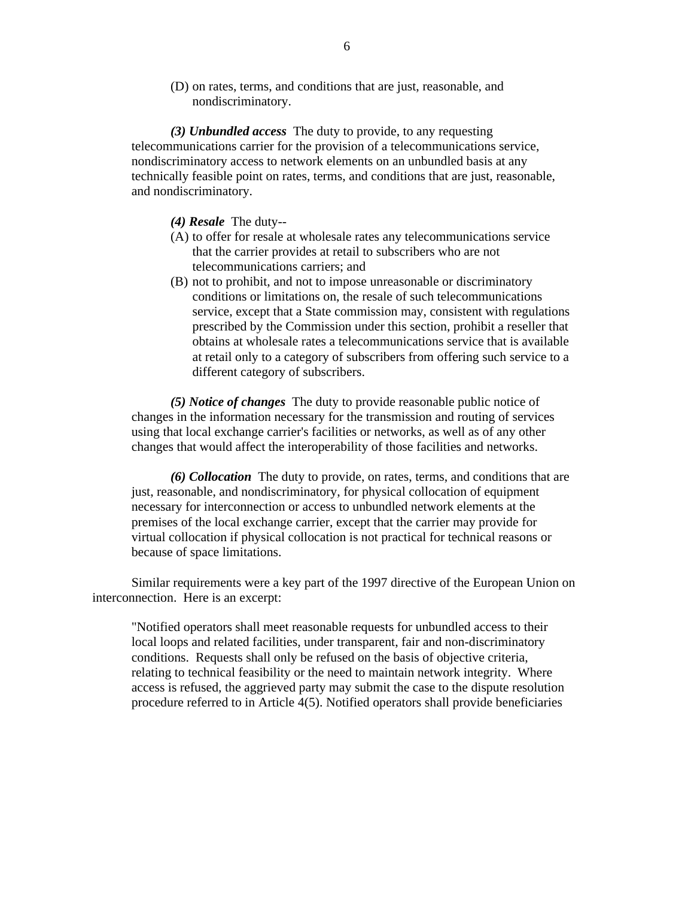(D) on rates, terms, and conditions that are just, reasonable, and nondiscriminatory.

***(3) Unbundled access*** The duty to provide, to any requesting telecommunications carrier for the provision of a telecommunications service, nondiscriminatory access to network elements on an unbundled basis at any technically feasible point on rates, terms, and conditions that are just, reasonable, and nondiscriminatory.

***(4) Resale*** The duty--

(A) to offer for resale at wholesale rates any telecommunications service that the carrier provides at retail to subscribers who are not telecommunications carriers; and

(B) not to prohibit, and not to impose unreasonable or discriminatory conditions or limitations on, the resale of such telecommunications service, except that a State commission may, consistent with regulations prescribed by the Commission under this section, prohibit a reseller that obtains at wholesale rates a telecommunications service that is available at retail only to a category of subscribers from offering such service to a different category of subscribers.

***(5) Notice of changes*** The duty to provide reasonable public notice of changes in the information necessary for the transmission and routing of services using that local exchange carrier's facilities or networks, as well as of any other changes that would affect the interoperability of those facilities and networks.

***(6) Collocation*** The duty to provide, on rates, terms, and conditions that are just, reasonable, and nondiscriminatory, for physical collocation of equipment necessary for interconnection or access to unbundled network elements at the premises of the local exchange carrier, except that the carrier may provide for virtual collocation if physical collocation is not practical for technical reasons or because of space limitations.

Similar requirements were a key part of the 1997 directive of the European Union on interconnection. Here is an excerpt:

"Notified operators shall meet reasonable requests for unbundled access to their local loops and related facilities, under transparent, fair and non-discriminatory conditions. Requests shall only be refused on the basis of objective criteria, relating to technical feasibility or the need to maintain network integrity. Where access is refused, the aggrieved party may submit the case to the dispute resolution procedure referred to in Article 4(5). Notified operators shall provide beneficiaries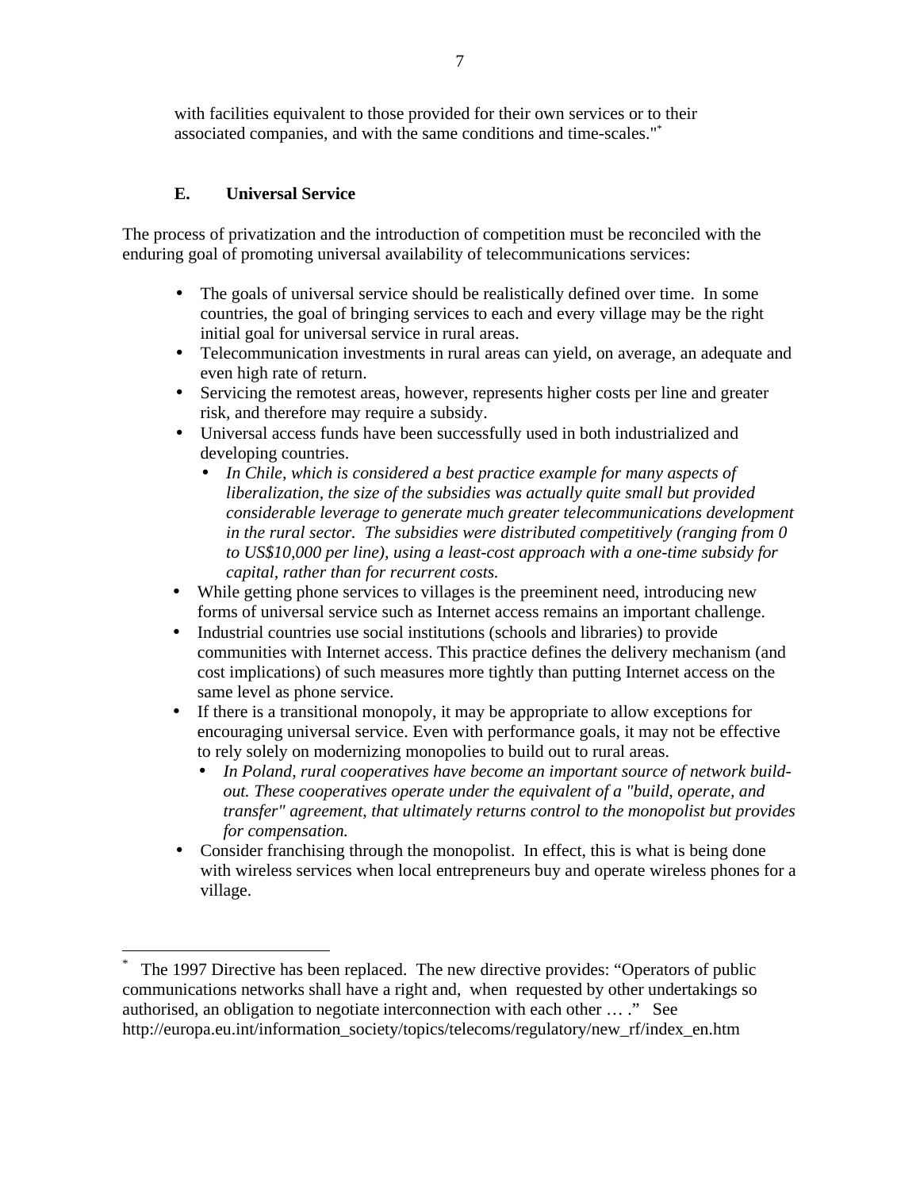with facilities equivalent to those provided for their own services or to their associated companies, and with the same conditions and time-scales."[*]

### E. Universal Service

The process of privatization and the introduction of competition must be reconciled with the enduring goal of promoting universal availability of telecommunications services:

- The goals of universal service should be realistically defined over time. In some countries, the goal of bringing services to each and every village may be the right initial goal for universal service in rural areas.
- Telecommunication investments in rural areas can yield, on average, an adequate and even high rate of return.
- Servicing the remotest areas, however, represents higher costs per line and greater risk, and therefore may require a subsidy.
- Universal access funds have been successfully used in both industrialized and developing countries.
  - *In Chile, which is considered a best practice example for many aspects of liberalization, the size of the subsidies was actually quite small but provided considerable leverage to generate much greater telecommunications development in the rural sector. The subsidies were distributed competitively (ranging from 0 to US$10,000 per line), using a least-cost approach with a one-time subsidy for capital, rather than for recurrent costs.*
- While getting phone services to villages is the preeminent need, introducing new forms of universal service such as Internet access remains an important challenge.
- Industrial countries use social institutions (schools and libraries) to provide communities with Internet access. This practice defines the delivery mechanism (and cost implications) of such measures more tightly than putting Internet access on the same level as phone service.
- If there is a transitional monopoly, it may be appropriate to allow exceptions for encouraging universal service. Even with performance goals, it may not be effective to rely solely on modernizing monopolies to build out to rural areas.
  - *In Poland, rural cooperatives have become an important source of network build-out. These cooperatives operate under the equivalent of a "build, operate, and transfer" agreement, that ultimately returns control to the monopolist but provides for compensation.*
- Consider franchising through the monopolist. In effect, this is what is being done with wireless services when local entrepreneurs buy and operate wireless phones for a village.

---

[*] The 1997 Directive has been replaced. The new directive provides: "Operators of public communications networks shall have a right and, when requested by other undertakings so authorised, an obligation to negotiate interconnection with each other … ." See http://europa.eu.int/information_society/topics/telecoms/regulatory/new_rf/index_en.htm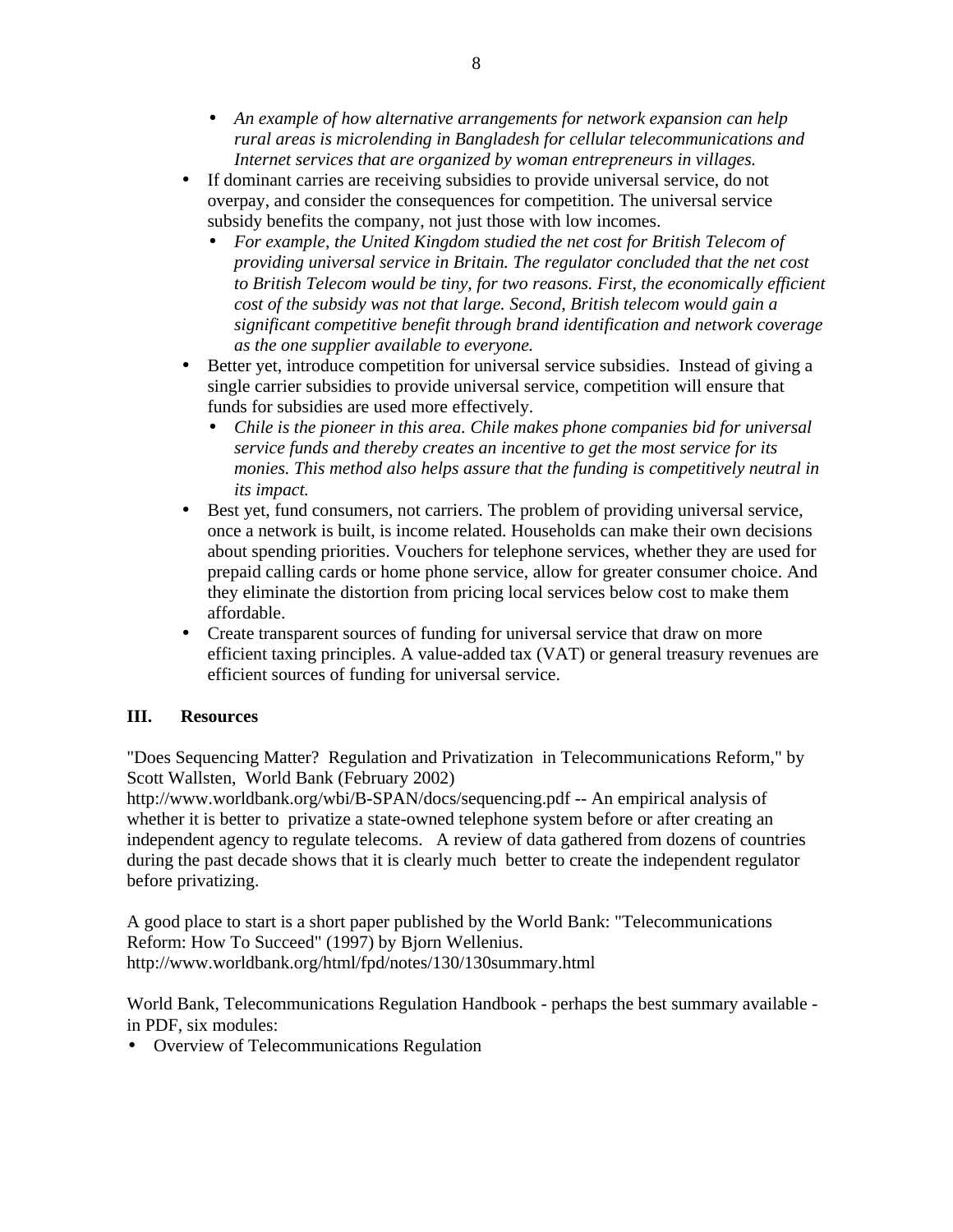- *An example of how alternative arrangements for network expansion can help rural areas is microlending in Bangladesh for cellular telecommunications and Internet services that are organized by woman entrepreneurs in villages.*
- If dominant carries are receiving subsidies to provide universal service, do not overpay, and consider the consequences for competition. The universal service subsidy benefits the company, not just those with low incomes.
  - *For example, the United Kingdom studied the net cost for British Telecom of providing universal service in Britain. The regulator concluded that the net cost to British Telecom would be tiny, for two reasons. First, the economically efficient cost of the subsidy was not that large. Second, British telecom would gain a significant competitive benefit through brand identification and network coverage as the one supplier available to everyone.*
- Better yet, introduce competition for universal service subsidies. Instead of giving a single carrier subsidies to provide universal service, competition will ensure that funds for subsidies are used more effectively.
  - *Chile is the pioneer in this area. Chile makes phone companies bid for universal service funds and thereby creates an incentive to get the most service for its monies. This method also helps assure that the funding is competitively neutral in its impact.*
- Best yet, fund consumers, not carriers. The problem of providing universal service, once a network is built, is income related. Households can make their own decisions about spending priorities. Vouchers for telephone services, whether they are used for prepaid calling cards or home phone service, allow for greater consumer choice. And they eliminate the distortion from pricing local services below cost to make them affordable.
- Create transparent sources of funding for universal service that draw on more efficient taxing principles. A value-added tax (VAT) or general treasury revenues are efficient sources of funding for universal service.

## III. Resources

"Does Sequencing Matter? Regulation and Privatization in Telecommunications Reform," by Scott Wallsten, World Bank (February 2002)
http://www.worldbank.org/wbi/B-SPAN/docs/sequencing.pdf -- An empirical analysis of whether it is better to privatize a state-owned telephone system before or after creating an independent agency to regulate telecoms. A review of data gathered from dozens of countries during the past decade shows that it is clearly much better to create the independent regulator before privatizing.

A good place to start is a short paper published by the World Bank: "Telecommunications Reform: How To Succeed" (1997) by Bjorn Wellenius.
http://www.worldbank.org/html/fpd/notes/130/130summary.html

World Bank, Telecommunications Regulation Handbook - perhaps the best summary available - in PDF, six modules:

- Overview of Telecommunications Regulation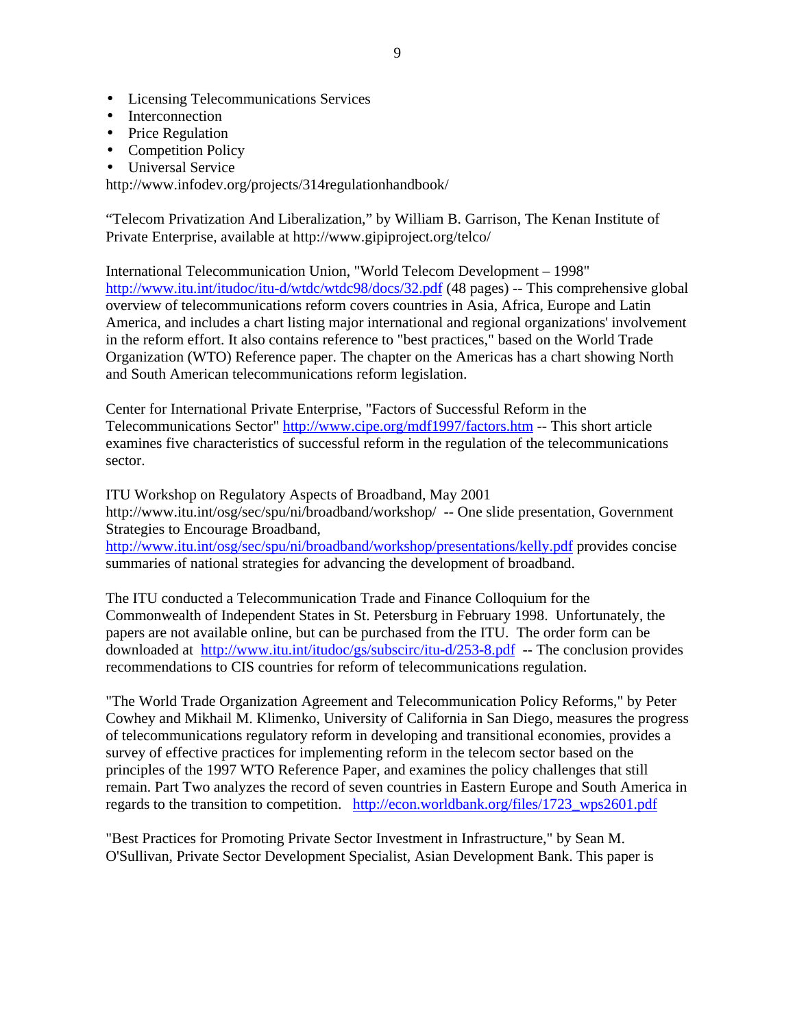- Licensing Telecommunications Services
- Interconnection
- Price Regulation
- Competition Policy
- Universal Service

http://www.infodev.org/projects/314regulationhandbook/

“Telecom Privatization And Liberalization,” by William B. Garrison, The Kenan Institute of Private Enterprise, available at http://www.gipiproject.org/telco/

International Telecommunication Union, "World Telecom Development – 1998" http://www.itu.int/itudoc/itu-d/wtdc/wtdc98/docs/32.pdf (48 pages) -- This comprehensive global overview of telecommunications reform covers countries in Asia, Africa, Europe and Latin America, and includes a chart listing major international and regional organizations' involvement in the reform effort. It also contains reference to "best practices," based on the World Trade Organization (WTO) Reference paper. The chapter on the Americas has a chart showing North and South American telecommunications reform legislation.

Center for International Private Enterprise, "Factors of Successful Reform in the Telecommunications Sector" http://www.cipe.org/mdf1997/factors.htm -- This short article examines five characteristics of successful reform in the regulation of the telecommunications sector.

ITU Workshop on Regulatory Aspects of Broadband, May 2001 http://www.itu.int/osg/sec/spu/ni/broadband/workshop/ -- One slide presentation, Government Strategies to Encourage Broadband, http://www.itu.int/osg/sec/spu/ni/broadband/workshop/presentations/kelly.pdf provides concise summaries of national strategies for advancing the development of broadband.

The ITU conducted a Telecommunication Trade and Finance Colloquium for the Commonwealth of Independent States in St. Petersburg in February 1998. Unfortunately, the papers are not available online, but can be purchased from the ITU. The order form can be downloaded at http://www.itu.int/itudoc/gs/subscirc/itu-d/253-8.pdf -- The conclusion provides recommendations to CIS countries for reform of telecommunications regulation.

"The World Trade Organization Agreement and Telecommunication Policy Reforms," by Peter Cowhey and Mikhail M. Klimenko, University of California in San Diego, measures the progress of telecommunications regulatory reform in developing and transitional economies, provides a survey of effective practices for implementing reform in the telecom sector based on the principles of the 1997 WTO Reference Paper, and examines the policy challenges that still remain. Part Two analyzes the record of seven countries in Eastern Europe and South America in regards to the transition to competition. http://econ.worldbank.org/files/1723_wps2601.pdf

"Best Practices for Promoting Private Sector Investment in Infrastructure," by Sean M. O'Sullivan, Private Sector Development Specialist, Asian Development Bank. This paper is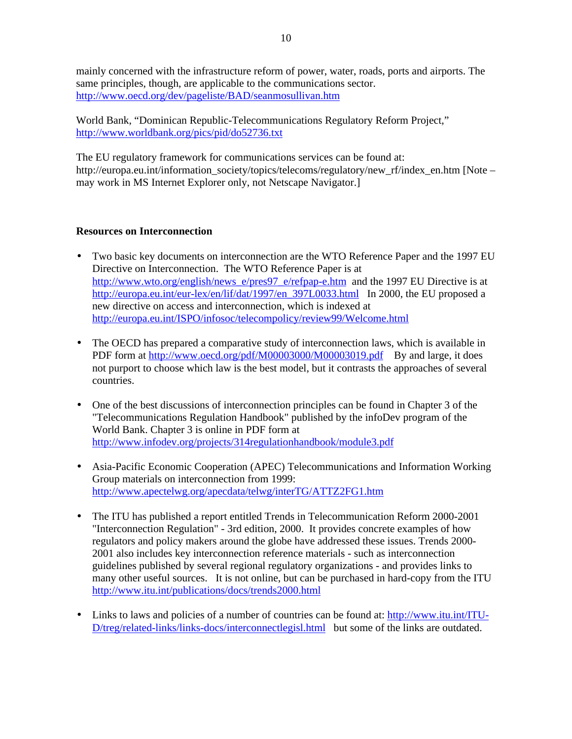mainly concerned with the infrastructure reform of power, water, roads, ports and airports. The same principles, though, are applicable to the communications sector.
http://www.oecd.org/dev/pageliste/BAD/seanmosullivan.htm

World Bank, "Dominican Republic-Telecommunications Regulatory Reform Project,"
http://www.worldbank.org/pics/pid/do52736.txt

The EU regulatory framework for communications services can be found at:
http://europa.eu.int/information_society/topics/telecoms/regulatory/new_rf/index_en.htm [Note – may work in MS Internet Explorer only, not Netscape Navigator.]

**Resources on Interconnection**

- Two basic key documents on interconnection are the WTO Reference Paper and the 1997 EU Directive on Interconnection. The WTO Reference Paper is at http://www.wto.org/english/news_e/pres97_e/refpap-e.htm and the 1997 EU Directive is at http://europa.eu.int/eur-lex/en/lif/dat/1997/en_397L0033.html In 2000, the EU proposed a new directive on access and interconnection, which is indexed at http://europa.eu.int/ISPO/infosoc/telecompolicy/review99/Welcome.html

- The OECD has prepared a comparative study of interconnection laws, which is available in PDF form at http://www.oecd.org/pdf/M00003000/M00003019.pdf By and large, it does not purport to choose which law is the best model, but it contrasts the approaches of several countries.

- One of the best discussions of interconnection principles can be found in Chapter 3 of the "Telecommunications Regulation Handbook" published by the infoDev program of the World Bank. Chapter 3 is online in PDF form at http://www.infodev.org/projects/314regulationhandbook/module3.pdf

- Asia-Pacific Economic Cooperation (APEC) Telecommunications and Information Working Group materials on interconnection from 1999: http://www.apectelwg.org/apecdata/telwg/interTG/ATTZ2FG1.htm

- The ITU has published a report entitled Trends in Telecommunication Reform 2000-2001 "Interconnection Regulation" - 3rd edition, 2000. It provides concrete examples of how regulators and policy makers around the globe have addressed these issues. Trends 2000-2001 also includes key interconnection reference materials - such as interconnection guidelines published by several regional regulatory organizations - and provides links to many other useful sources. It is not online, but can be purchased in hard-copy from the ITU http://www.itu.int/publications/docs/trends2000.html

- Links to laws and policies of a number of countries can be found at: http://www.itu.int/ITU-D/treg/related-links/links-docs/interconnectlegisl.html but some of the links are outdated.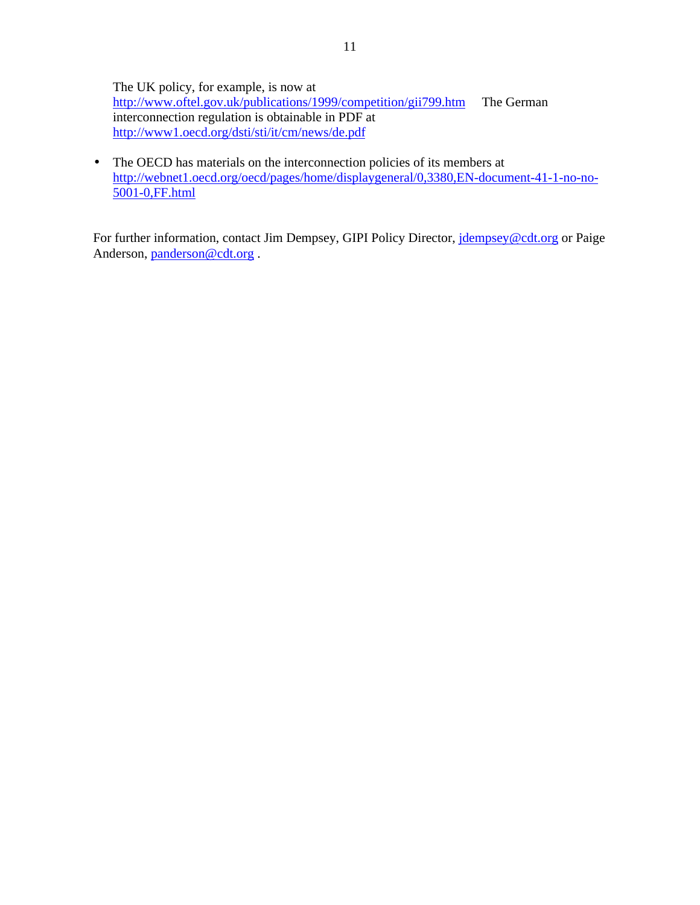The UK policy, for example, is now at http://www.oftel.gov.uk/publications/1999/competition/gii799.htm The German interconnection regulation is obtainable in PDF at http://www1.oecd.org/dsti/sti/it/cm/news/de.pdf

- The OECD has materials on the interconnection policies of its members at http://webnet1.oecd.org/oecd/pages/home/displaygeneral/0,3380,EN-document-41-1-no-no-5001-0,FF.html

For further information, contact Jim Dempsey, GIPI Policy Director, jdempsey@cdt.org or Paige Anderson, panderson@cdt.org .